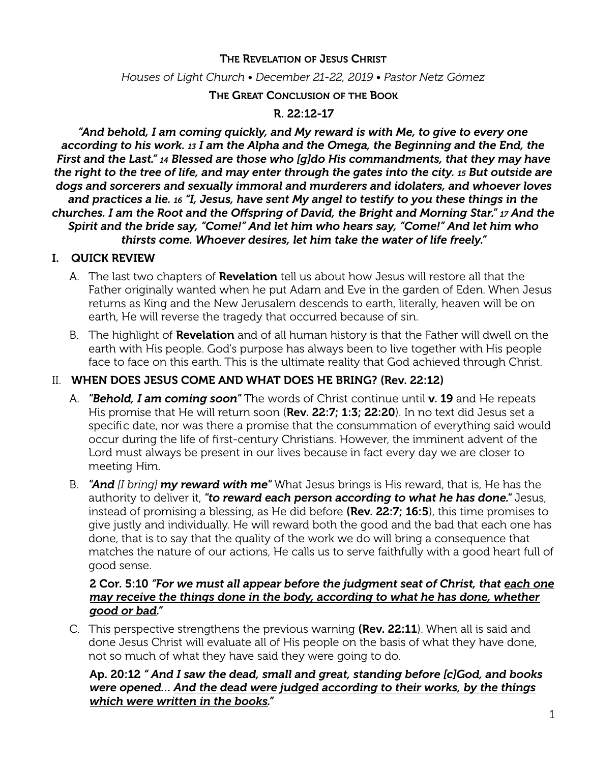# THE REVELATION OF JESUS CHRIST

*Houses of Light Church • December 21-22, 2019 • Pastor Netz Gómez*

## THE GREAT CONCLUSION OF THE BOOK

## R. 22:12-17

***"And behold, I am coming quickly, and My reward is with Me, to give to every one according to his work. 13 I am the Alpha and the Omega, the Beginning and the End, the First and the Last." 14 Blessed are those who [g]do His commandments, that they may have the right to the tree of life, and may enter through the gates into the city. 15 But outside are dogs and sorcerers and sexually immoral and murderers and idolaters, and whoever loves and practices a lie. 16 "I, Jesus, have sent My angel to testify to you these things in the churches. I am the Root and the Offspring of David, the Bright and Morning Star." 17 And the Spirit and the bride say, "Come!" And let him who hears say, "Come!" And let him who thirsts come. Whoever desires, let him take the water of life freely."***

## I. QUICK REVIEW

A. The last two chapters of **Revelation** tell us about how Jesus will restore all that the Father originally wanted when he put Adam and Eve in the garden of Eden. When Jesus returns as King and the New Jerusalem descends to earth, literally, heaven will be on earth, He will reverse the tragedy that occurred because of sin.

B. The highlight of **Revelation** and of all human history is that the Father will dwell on the earth with His people. God's purpose has always been to live together with His people face to face on this earth. This is the ultimate reality that God achieved through Christ.

## II. WHEN DOES JESUS COME AND WHAT DOES HE BRING? (Rev. 22:12)

A. ***"Behold, I am coming soon"*** The words of Christ continue until **v. 19** and He repeats His promise that He will return soon (**Rev. 22:7; 1:3; 22:20**). In no text did Jesus set a specific date, nor was there a promise that the consummation of everything said would occur during the life of first-century Christians. However, the imminent advent of the Lord must always be present in our lives because in fact every day we are closer to meeting Him.

B. ***"And** [I bring] **my reward with me"*** What Jesus brings is His reward, that is, He has the authority to deliver it, ***"to reward each person according to what he has done."*** Jesus, instead of promising a blessing, as He did before **(Rev. 22:7; 16:5**), this time promises to give justly and individually. He will reward both the good and the bad that each one has done, that is to say that the quality of the work we do will bring a consequence that matches the nature of our actions, He calls us to serve faithfully with a good heart full of good sense.

**2 Cor. 5:10** ***"For we must all appear before the judgment seat of Christ, that <u>each one may receive the things done in the body, according to what he has done, whether good or bad</u>."***

C. This perspective strengthens the previous warning **(Rev. 22:11**). When all is said and done Jesus Christ will evaluate all of His people on the basis of what they have done, not so much of what they have said they were going to do.

**Ap. 20:12** ***" And I saw the dead, small and great, standing before [c]God, and books were opened... <u>And the dead were judged according to their works, by the things which were written in the books</u>."***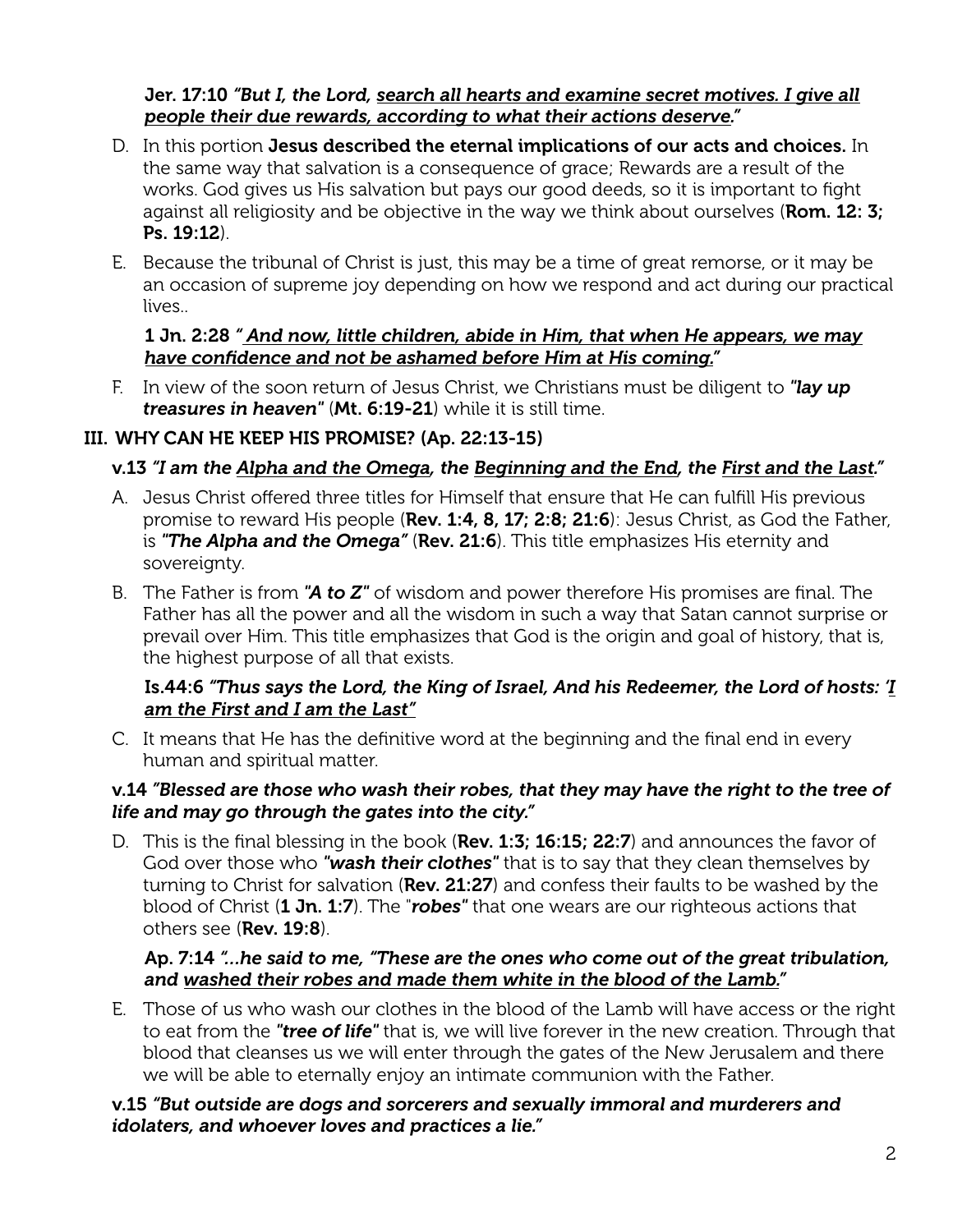**Jer. 17:10** ***"But I, the Lord, <u>search all hearts and examine secret motives. I give all people their due rewards, according to what their actions deserve</u>."***

D. In this portion **Jesus described the eternal implications of our acts and choices.** In the same way that salvation is a consequence of grace; Rewards are a result of the works. God gives us His salvation but pays our good deeds, so it is important to fight against all religiosity and be objective in the way we think about ourselves (**Rom. 12: 3; Ps. 19:12**).

E. Because the tribunal of Christ is just, this may be a time of great remorse, or it may be an occasion of supreme joy depending on how we respond and act during our practical lives..

**1 Jn. 2:28** ***" <u>And now, little children, abide in Him, that when He appears, we may have confidence and not be ashamed before Him at His coming.</u>"***

F. In view of the soon return of Jesus Christ, we Christians must be diligent to ***"lay up treasures in heaven"*** (**Mt. 6:19-21**) while it is still time.

## III. WHY CAN HE KEEP HIS PROMISE? (Ap. 22:13-15)

**v.13** ***"I am the <u>Alpha and the Omega</u>, the <u>Beginning and the End</u>, the <u>First and the Last</u>."***

A. Jesus Christ offered three titles for Himself that ensure that He can fulfill His previous promise to reward His people (**Rev. 1:4, 8, 17; 2:8; 21:6**): Jesus Christ, as God the Father, is ***"The Alpha and the Omega"*** (**Rev. 21:6**). This title emphasizes His eternity and sovereignty.

B. The Father is from ***"A to Z"*** of wisdom and power therefore His promises are final. The Father has all the power and all the wisdom in such a way that Satan cannot surprise or prevail over Him. This title emphasizes that God is the origin and goal of history, that is, the highest purpose of all that exists.

**Is.44:6** ***"Thus says the Lord, the King of Israel, And his Redeemer, the Lord of hosts: '<u>I am the First and I am the Last</u>"***

C. It means that He has the definitive word at the beginning and the final end in every human and spiritual matter.

**v.14** ***"Blessed are those who wash their robes, that they may have the right to the tree of life and may go through the gates into the city."***

D. This is the final blessing in the book (**Rev. 1:3; 16:15; 22:7**) and announces the favor of God over those who ***"wash their clothes"*** that is to say that they clean themselves by turning to Christ for salvation (**Rev. 21:27**) and confess their faults to be washed by the blood of Christ (**1 Jn. 1:7**). The "***robes"*** that one wears are our righteous actions that others see (**Rev. 19:8**).

**Ap. 7:14** ***"...he said to me, "These are the ones who come out of the great tribulation, and <u>washed their robes and made them white in the blood of the Lamb.</u>"***

E. Those of us who wash our clothes in the blood of the Lamb will have access or the right to eat from the ***"tree of life"*** that is, we will live forever in the new creation. Through that blood that cleanses us we will enter through the gates of the New Jerusalem and there we will be able to eternally enjoy an intimate communion with the Father.

**v.15** ***"But outside are dogs and sorcerers and sexually immoral and murderers and idolaters, and whoever loves and practices a lie."***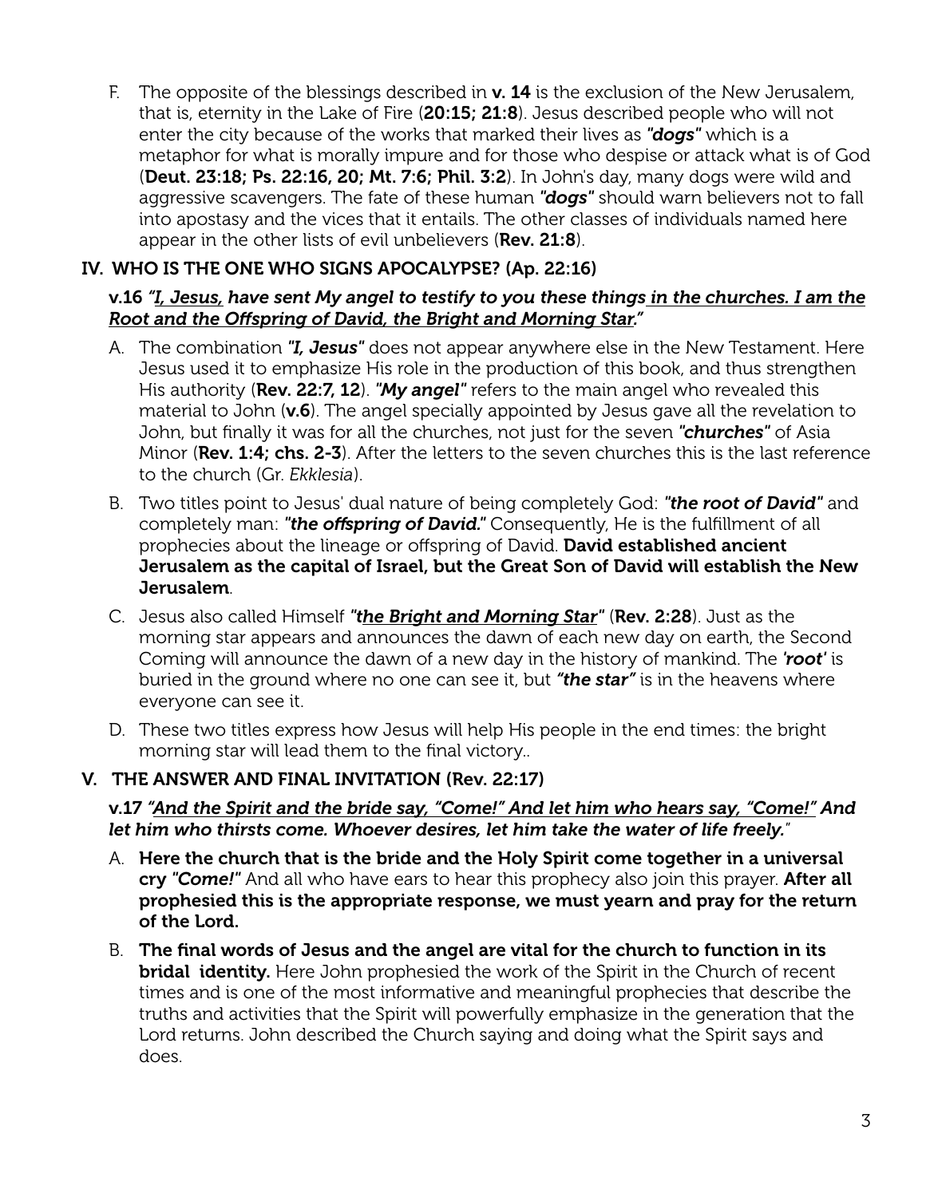F. The opposite of the blessings described in **v. 14** is the exclusion of the New Jerusalem, that is, eternity in the Lake of Fire (**20:15; 21:8**). Jesus described people who will not enter the city because of the works that marked their lives as ***"dogs"*** which is a metaphor for what is morally impure and for those who despise or attack what is of God (**Deut. 23:18; Ps. 22:16, 20; Mt. 7:6; Phil. 3:2**). In John's day, many dogs were wild and aggressive scavengers. The fate of these human ***"dogs"*** should warn believers not to fall into apostasy and the vices that it entails. The other classes of individuals named here appear in the other lists of evil unbelievers (**Rev. 21:8**).

## IV. WHO IS THE ONE WHO SIGNS APOCALYPSE? (Ap. 22:16)

**v.16** ***"<u>I, Jesus,</u> have sent My angel to testify to you these things <u>in the churches. I am the Root and the Offspring of David, the Bright and Morning Star.</u>"***

A. The combination ***"I, Jesus"*** does not appear anywhere else in the New Testament. Here Jesus used it to emphasize His role in the production of this book, and thus strengthen His authority (**Rev. 22:7, 12**). ***"My angel"*** refers to the main angel who revealed this material to John (**v.6**). The angel specially appointed by Jesus gave all the revelation to John, but finally it was for all the churches, not just for the seven ***"churches"*** of Asia Minor (**Rev. 1:4; chs. 2-3**). After the letters to the seven churches this is the last reference to the church (Gr. *Ekklesia*).

B. Two titles point to Jesus' dual nature of being completely God: ***"the root of David"*** and completely man: ***"the offspring of David."*** Consequently, He is the fulfillment of all prophecies about the lineage or offspring of David. **David established ancient Jerusalem as the capital of Israel, but the Great Son of David will establish the New Jerusalem**.

C. Jesus also called Himself ***"<u>the Bright and Morning Star</u>"*** (**Rev. 2:28**). Just as the morning star appears and announces the dawn of each new day on earth, the Second Coming will announce the dawn of a new day in the history of mankind. The ***'root'*** is buried in the ground where no one can see it, but ***"the star"*** is in the heavens where everyone can see it.

D. These two titles express how Jesus will help His people in the end times: the bright morning star will lead them to the final victory..

## V. THE ANSWER AND FINAL INVITATION (Rev. 22:17)

**v.17** ***"<u>And the Spirit and the bride say, "Come!" And let him who hears say, "Come!"</u> And let him who thirsts come. Whoever desires, let him take the water of life freely."***

A. **Here the church that is the bride and the Holy Spirit come together in a universal cry *"Come!"*** And all who have ears to hear this prophecy also join this prayer. **After all prophesied this is the appropriate response, we must yearn and pray for the return of the Lord.**

B. **The final words of Jesus and the angel are vital for the church to function in its bridal identity.** Here John prophesied the work of the Spirit in the Church of recent times and is one of the most informative and meaningful prophecies that describe the truths and activities that the Spirit will powerfully emphasize in the generation that the Lord returns. John described the Church saying and doing what the Spirit says and does.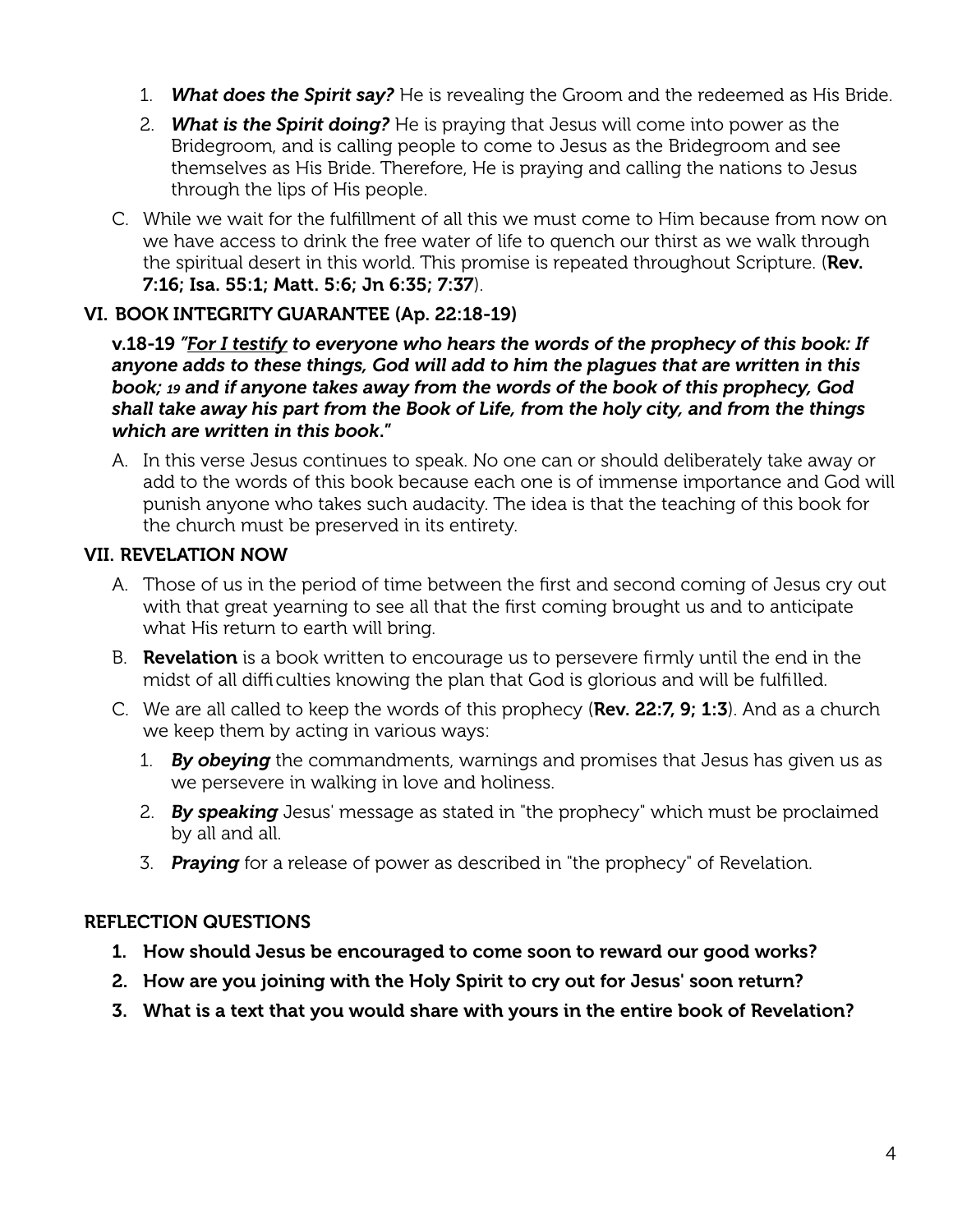1. ***What does the Spirit say?*** He is revealing the Groom and the redeemed as His Bride.
2. ***What is the Spirit doing?*** He is praying that Jesus will come into power as the Bridegroom, and is calling people to come to Jesus as the Bridegroom and see themselves as His Bride. Therefore, He is praying and calling the nations to Jesus through the lips of His people.

C. While we wait for the fulfillment of all this we must come to Him because from now on we have access to drink the free water of life to quench our thirst as we walk through the spiritual desert in this world. This promise is repeated throughout Scripture. (**Rev. 7:16; Isa. 55:1; Matt. 5:6; Jn 6:35; 7:37**).

## VI. BOOK INTEGRITY GUARANTEE (Ap. 22:18-19)

**v.18-19** ***"<u>For I testify</u> to everyone who hears the words of the prophecy of this book: If anyone adds to these things, God will add to him the plagues that are written in this book; 19 and if anyone takes away from the words of the book of this prophecy, God shall take away his part from the Book of Life, from the holy city, and from the things which are written in this book."***

A. In this verse Jesus continues to speak. No one can or should deliberately take away or add to the words of this book because each one is of immense importance and God will punish anyone who takes such audacity. The idea is that the teaching of this book for the church must be preserved in its entirety.

## VII. REVELATION NOW

A. Those of us in the period of time between the first and second coming of Jesus cry out with that great yearning to see all that the first coming brought us and to anticipate what His return to earth will bring.

B. **Revelation** is a book written to encourage us to persevere firmly until the end in the midst of all difficulties knowing the plan that God is glorious and will be fulfilled.

C. We are all called to keep the words of this prophecy (**Rev. 22:7, 9; 1:3**). And as a church we keep them by acting in various ways:

1. ***By obeying*** the commandments, warnings and promises that Jesus has given us as we persevere in walking in love and holiness.
2. ***By speaking*** Jesus' message as stated in "the prophecy" which must be proclaimed by all and all.
3. ***Praying*** for a release of power as described in "the prophecy" of Revelation.

## REFLECTION QUESTIONS

1. **How should Jesus be encouraged to come soon to reward our good works?**
2. **How are you joining with the Holy Spirit to cry out for Jesus' soon return?**
3. **What is a text that you would share with yours in the entire book of Revelation?**